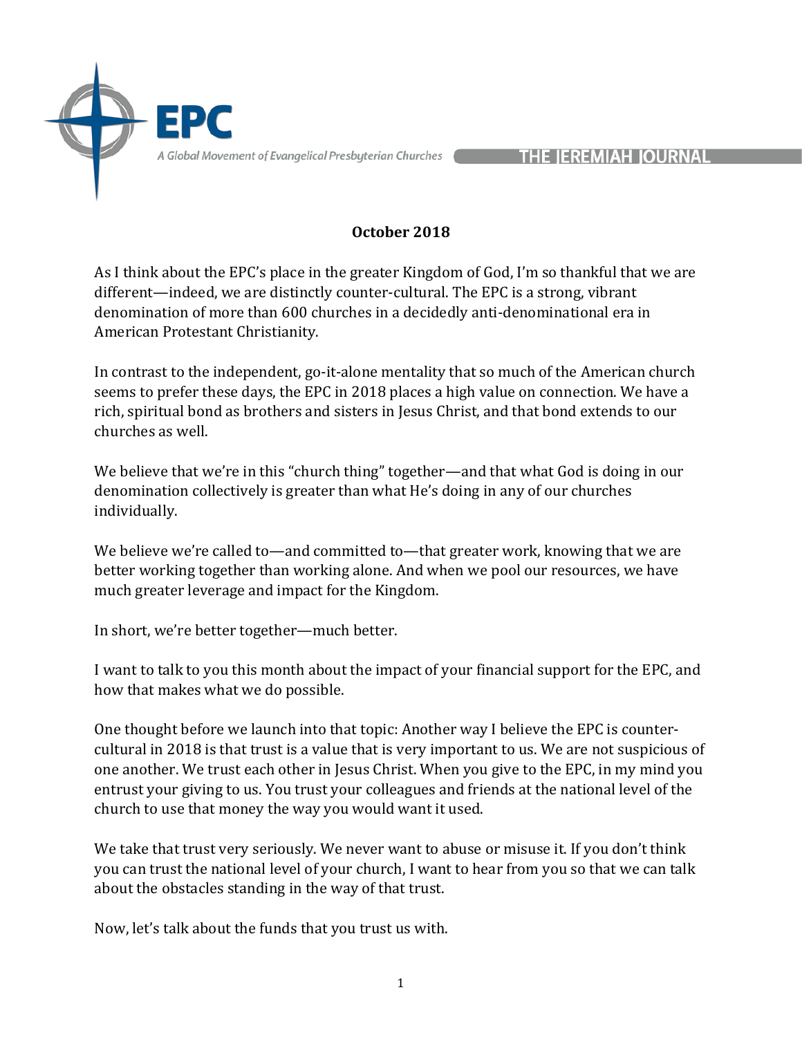EPC

A Global Movement of Evangelical Presbyterian Churches

THE JEREMIAH JOURNAL

**October 2018**

As I think about the EPC's place in the greater Kingdom of God, I'm so thankful that we are different—indeed, we are distinctly counter-cultural. The EPC is a strong, vibrant denomination of more than 600 churches in a decidedly anti-denominational era in American Protestant Christianity.

In contrast to the independent, go-it-alone mentality that so much of the American church seems to prefer these days, the EPC in 2018 places a high value on connection. We have a rich, spiritual bond as brothers and sisters in Jesus Christ, and that bond extends to our churches as well.

We believe that we're in this "church thing" together—and that what God is doing in our denomination collectively is greater than what He's doing in any of our churches individually.

We believe we're called to—and committed to—that greater work, knowing that we are better working together than working alone. And when we pool our resources, we have much greater leverage and impact for the Kingdom.

In short, we're better together—much better.

I want to talk to you this month about the impact of your financial support for the EPC, and how that makes what we do possible.

One thought before we launch into that topic: Another way I believe the EPC is counter-cultural in 2018 is that trust is a value that is very important to us. We are not suspicious of one another. We trust each other in Jesus Christ. When you give to the EPC, in my mind you entrust your giving to us. You trust your colleagues and friends at the national level of the church to use that money the way you would want it used.

We take that trust very seriously. We never want to abuse or misuse it. If you don't think you can trust the national level of your church, I want to hear from you so that we can talk about the obstacles standing in the way of that trust.

Now, let's talk about the funds that you trust us with.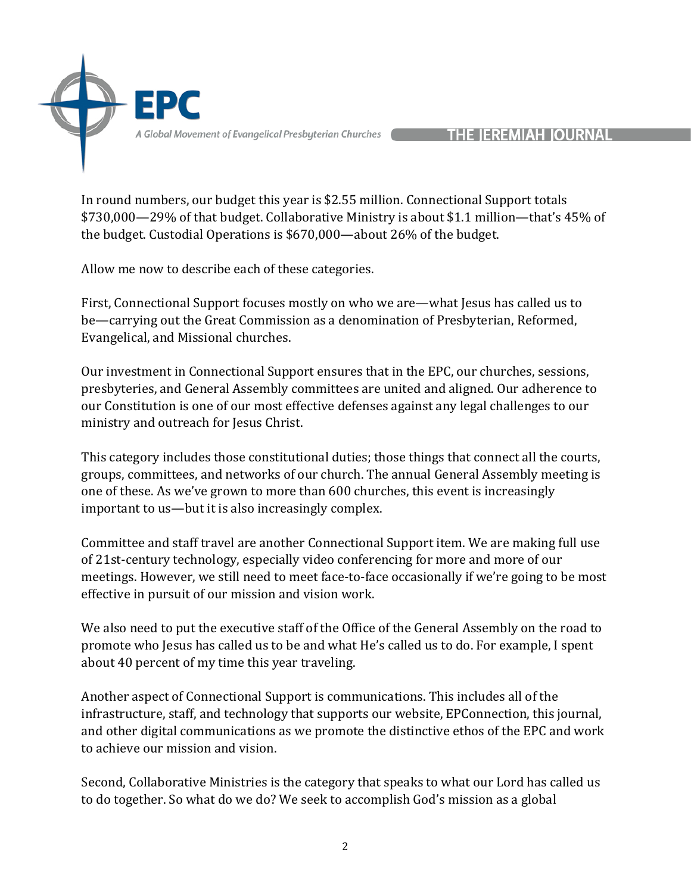In round numbers, our budget this year is $2.55 million. Connectional Support totals $730,000—29% of that budget. Collaborative Ministry is about $1.1 million—that's 45% of the budget. Custodial Operations is $670,000—about 26% of the budget.

Allow me now to describe each of these categories.

First, Connectional Support focuses mostly on who we are—what Jesus has called us to be—carrying out the Great Commission as a denomination of Presbyterian, Reformed, Evangelical, and Missional churches.

Our investment in Connectional Support ensures that in the EPC, our churches, sessions, presbyteries, and General Assembly committees are united and aligned. Our adherence to our Constitution is one of our most effective defenses against any legal challenges to our ministry and outreach for Jesus Christ.

This category includes those constitutional duties; those things that connect all the courts, groups, committees, and networks of our church. The annual General Assembly meeting is one of these. As we've grown to more than 600 churches, this event is increasingly important to us—but it is also increasingly complex.

Committee and staff travel are another Connectional Support item. We are making full use of 21st-century technology, especially video conferencing for more and more of our meetings. However, we still need to meet face-to-face occasionally if we're going to be most effective in pursuit of our mission and vision work.

We also need to put the executive staff of the Office of the General Assembly on the road to promote who Jesus has called us to be and what He's called us to do. For example, I spent about 40 percent of my time this year traveling.

Another aspect of Connectional Support is communications. This includes all of the infrastructure, staff, and technology that supports our website, EPConnection, this journal, and other digital communications as we promote the distinctive ethos of the EPC and work to achieve our mission and vision.

Second, Collaborative Ministries is the category that speaks to what our Lord has called us to do together. So what do we do? We seek to accomplish God's mission as a global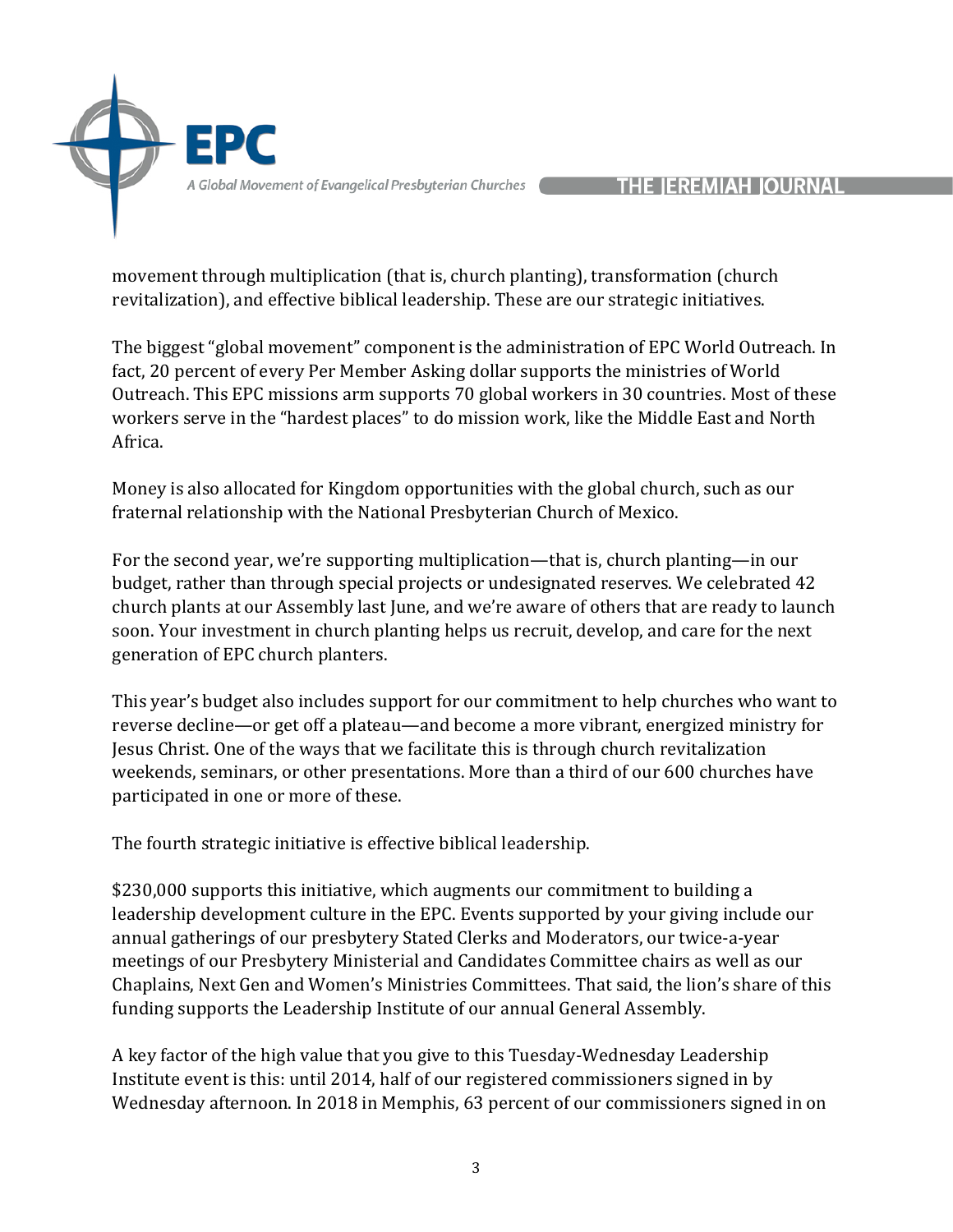movement through multiplication (that is, church planting), transformation (church revitalization), and effective biblical leadership. These are our strategic initiatives.

The biggest "global movement" component is the administration of EPC World Outreach. In fact, 20 percent of every Per Member Asking dollar supports the ministries of World Outreach. This EPC missions arm supports 70 global workers in 30 countries. Most of these workers serve in the "hardest places" to do mission work, like the Middle East and North Africa.

Money is also allocated for Kingdom opportunities with the global church, such as our fraternal relationship with the National Presbyterian Church of Mexico.

For the second year, we're supporting multiplication—that is, church planting—in our budget, rather than through special projects or undesignated reserves. We celebrated 42 church plants at our Assembly last June, and we're aware of others that are ready to launch soon. Your investment in church planting helps us recruit, develop, and care for the next generation of EPC church planters.

This year's budget also includes support for our commitment to help churches who want to reverse decline—or get off a plateau—and become a more vibrant, energized ministry for Jesus Christ. One of the ways that we facilitate this is through church revitalization weekends, seminars, or other presentations. More than a third of our 600 churches have participated in one or more of these.

The fourth strategic initiative is effective biblical leadership.

$230,000 supports this initiative, which augments our commitment to building a leadership development culture in the EPC. Events supported by your giving include our annual gatherings of our presbytery Stated Clerks and Moderators, our twice-a-year meetings of our Presbytery Ministerial and Candidates Committee chairs as well as our Chaplains, Next Gen and Women's Ministries Committees. That said, the lion's share of this funding supports the Leadership Institute of our annual General Assembly.

A key factor of the high value that you give to this Tuesday-Wednesday Leadership Institute event is this: until 2014, half of our registered commissioners signed in by Wednesday afternoon. In 2018 in Memphis, 63 percent of our commissioners signed in on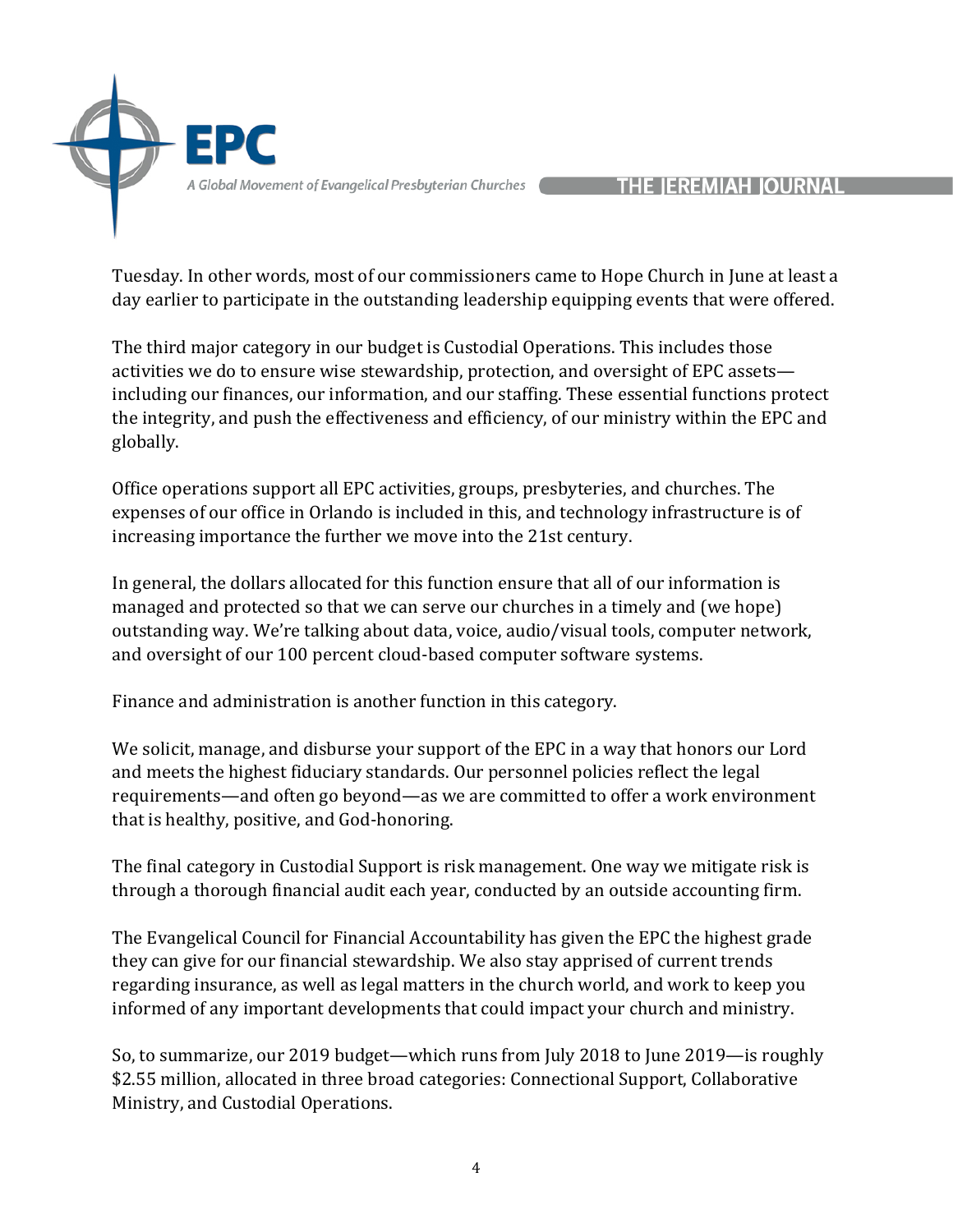Tuesday. In other words, most of our commissioners came to Hope Church in June at least a day earlier to participate in the outstanding leadership equipping events that were offered.

The third major category in our budget is Custodial Operations. This includes those activities we do to ensure wise stewardship, protection, and oversight of EPC assets—including our finances, our information, and our staffing. These essential functions protect the integrity, and push the effectiveness and efficiency, of our ministry within the EPC and globally.

Office operations support all EPC activities, groups, presbyteries, and churches. The expenses of our office in Orlando is included in this, and technology infrastructure is of increasing importance the further we move into the 21st century.

In general, the dollars allocated for this function ensure that all of our information is managed and protected so that we can serve our churches in a timely and (we hope) outstanding way. We're talking about data, voice, audio/visual tools, computer network, and oversight of our 100 percent cloud-based computer software systems.

Finance and administration is another function in this category.

We solicit, manage, and disburse your support of the EPC in a way that honors our Lord and meets the highest fiduciary standards. Our personnel policies reflect the legal requirements—and often go beyond—as we are committed to offer a work environment that is healthy, positive, and God-honoring.

The final category in Custodial Support is risk management. One way we mitigate risk is through a thorough financial audit each year, conducted by an outside accounting firm.

The Evangelical Council for Financial Accountability has given the EPC the highest grade they can give for our financial stewardship. We also stay apprised of current trends regarding insurance, as well as legal matters in the church world, and work to keep you informed of any important developments that could impact your church and ministry.

So, to summarize, our 2019 budget—which runs from July 2018 to June 2019—is roughly $2.55 million, allocated in three broad categories: Connectional Support, Collaborative Ministry, and Custodial Operations.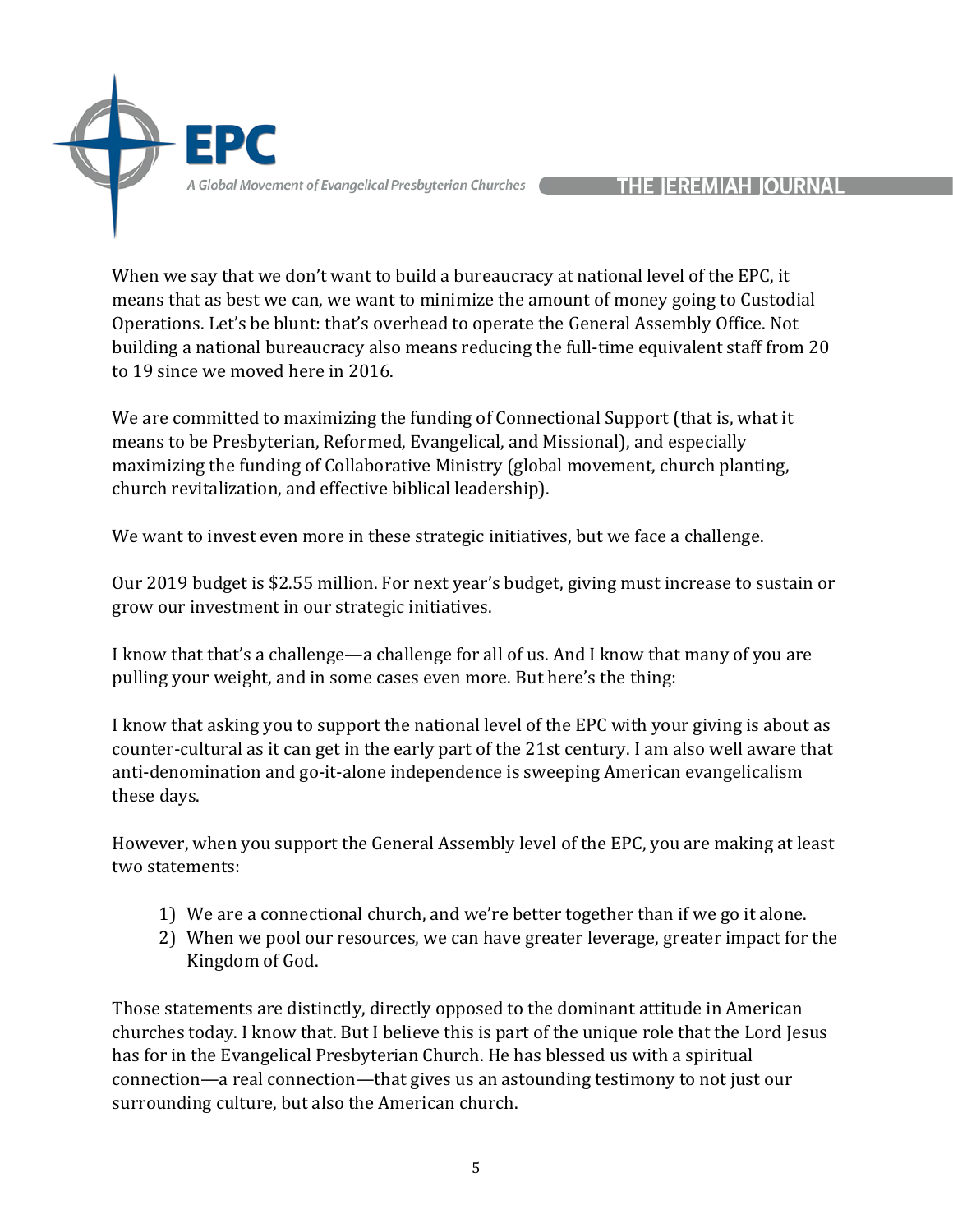When we say that we don't want to build a bureaucracy at national level of the EPC, it means that as best we can, we want to minimize the amount of money going to Custodial Operations. Let's be blunt: that's overhead to operate the General Assembly Office. Not building a national bureaucracy also means reducing the full-time equivalent staff from 20 to 19 since we moved here in 2016.

We are committed to maximizing the funding of Connectional Support (that is, what it means to be Presbyterian, Reformed, Evangelical, and Missional), and especially maximizing the funding of Collaborative Ministry (global movement, church planting, church revitalization, and effective biblical leadership).

We want to invest even more in these strategic initiatives, but we face a challenge.

Our 2019 budget is $2.55 million. For next year's budget, giving must increase to sustain or grow our investment in our strategic initiatives.

I know that that's a challenge—a challenge for all of us. And I know that many of you are pulling your weight, and in some cases even more. But here's the thing:

I know that asking you to support the national level of the EPC with your giving is about as counter-cultural as it can get in the early part of the 21st century. I am also well aware that anti-denomination and go-it-alone independence is sweeping American evangelicalism these days.

However, when you support the General Assembly level of the EPC, you are making at least two statements:

1) We are a connectional church, and we're better together than if we go it alone.
2) When we pool our resources, we can have greater leverage, greater impact for the Kingdom of God.

Those statements are distinctly, directly opposed to the dominant attitude in American churches today. I know that. But I believe this is part of the unique role that the Lord Jesus has for in the Evangelical Presbyterian Church. He has blessed us with a spiritual connection—a real connection—that gives us an astounding testimony to not just our surrounding culture, but also the American church.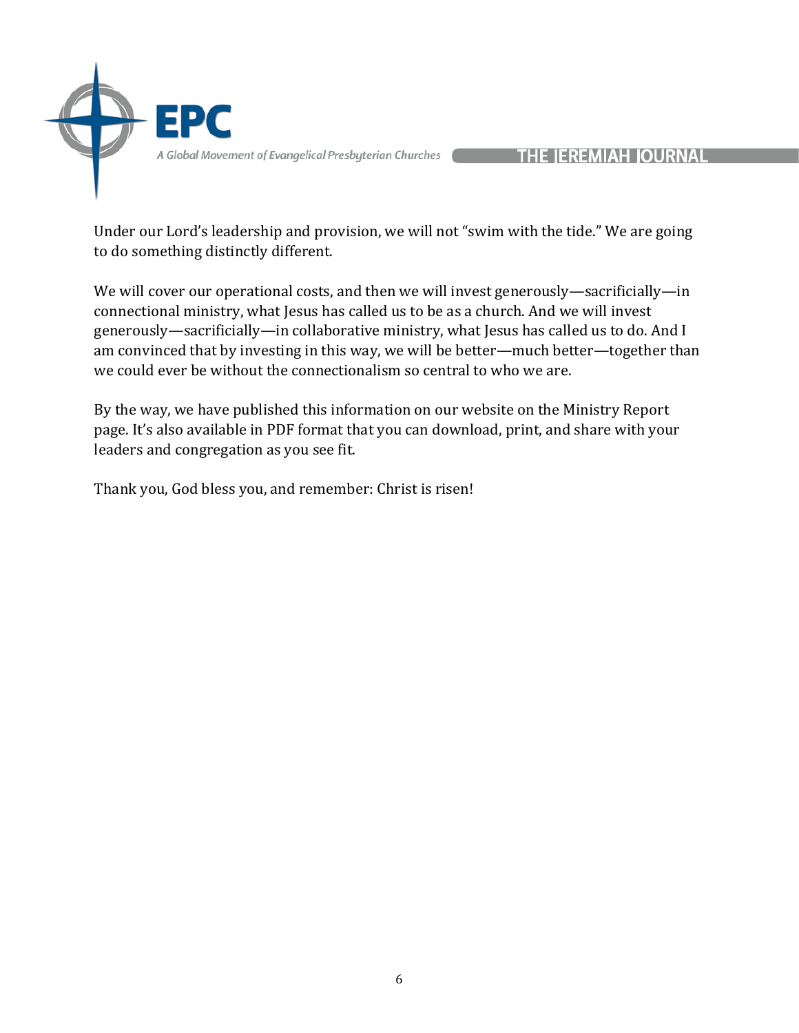Under our Lord's leadership and provision, we will not "swim with the tide." We are going to do something distinctly different.

We will cover our operational costs, and then we will invest generously—sacrificially—in connectional ministry, what Jesus has called us to be as a church. And we will invest generously—sacrificially—in collaborative ministry, what Jesus has called us to do. And I am convinced that by investing in this way, we will be better—much better—together than we could ever be without the connectionalism so central to who we are.

By the way, we have published this information on our website on the Ministry Report page. It's also available in PDF format that you can download, print, and share with your leaders and congregation as you see fit.

Thank you, God bless you, and remember: Christ is risen!